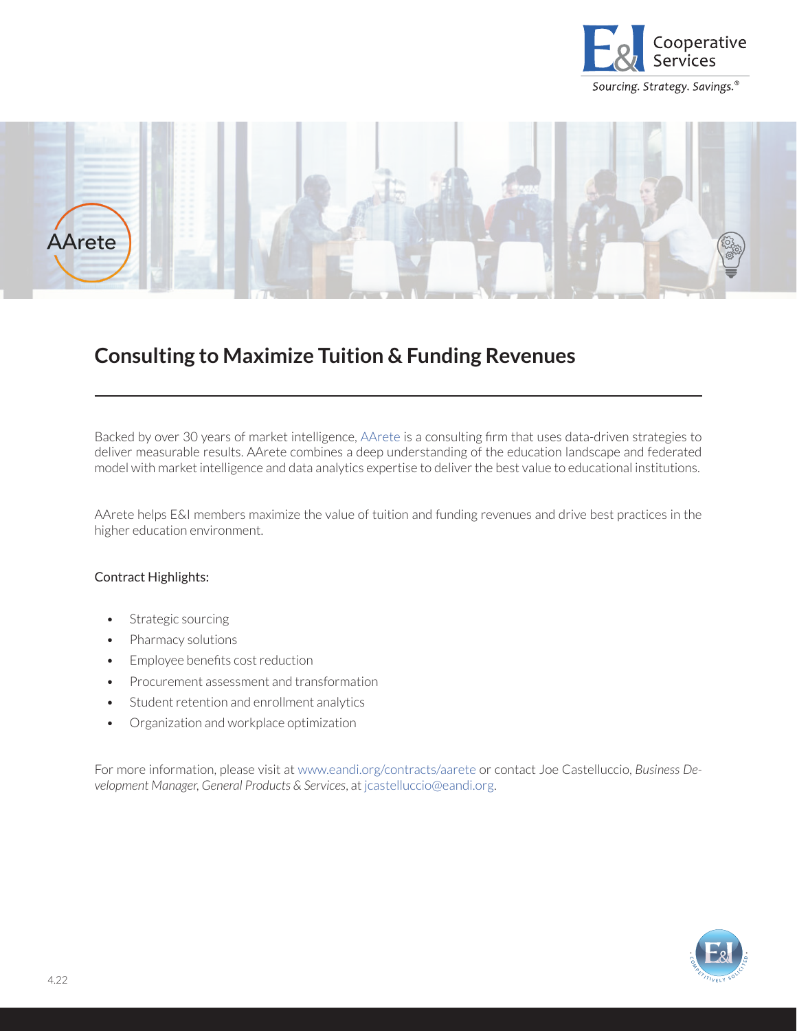# Consulting to Maximize Tuition & Funding Revenues

Backed by over 30 years of market intelligence, AArete is a consulting firm that uses data-driven strategies to deliver measurable results. AArete combines a deep understanding of the education landscape and federated model with market intelligence and data analytics expertise to deliver the best value to educational institutions.

AArete helps E&I members maximize the value of tuition and funding revenues and drive best practices in the higher education environment.

Contract Highlights:

- Strategic sourcing
- Pharmacy solutions
- Employee benefits cost reduction
- Procurement assessment and transformation
- Student retention and enrollment analytics
- Organization and workplace optimization

For more information, please visit at www.eandi.org/contracts/aarete or contact Joe Castelluccio, *Business Development Manager, General Products & Services*, at jcastelluccio@eandi.org.

4.22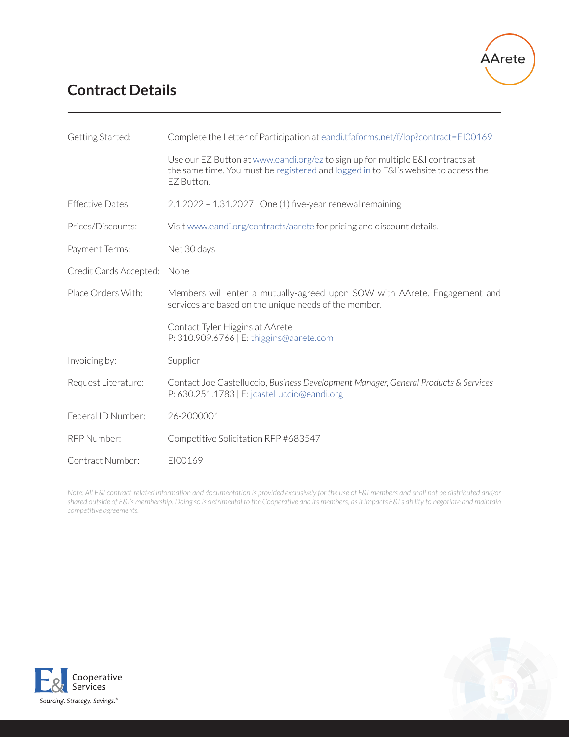AArete

# Contract Details

| | |
|---|---|
| Getting Started: | Complete the Letter of Participation at eandi.tfaforms.net/f/lop?contract=EI00169<br><br>Use our EZ Button at www.eandi.org/ez to sign up for multiple E&I contracts at the same time. You must be registered and logged in to E&I's website to access the EZ Button. |
| Effective Dates: | 2.1.2022 – 1.31.2027 \| One (1) five-year renewal remaining |
| Prices/Discounts: | Visit www.eandi.org/contracts/aarete for pricing and discount details. |
| Payment Terms: | Net 30 days |
| Credit Cards Accepted: | None |
| Place Orders With: | Members will enter a mutually-agreed upon SOW with AArete. Engagement and services are based on the unique needs of the member.<br><br>Contact Tyler Higgins at AArete<br>P: 310.909.6766 \| E: thiggins@aarete.com |
| Invoicing by: | Supplier |
| Request Literature: | Contact Joe Castelluccio, *Business Development Manager, General Products & Services*<br>P: 630.251.1783 \| E: jcastelluccio@eandi.org |
| Federal ID Number: | 26-2000001 |
| RFP Number: | Competitive Solicitation RFP #683547 |
| Contract Number: | EI00169 |

*Note: All E&I contract-related information and documentation is provided exclusively for the use of E&I members and shall not be distributed and/or shared outside of E&I's membership. Doing so is detrimental to the Cooperative and its members, as it impacts E&I's ability to negotiate and maintain competitive agreements.*

E&I Cooperative Services
*Sourcing. Strategy. Savings.®*